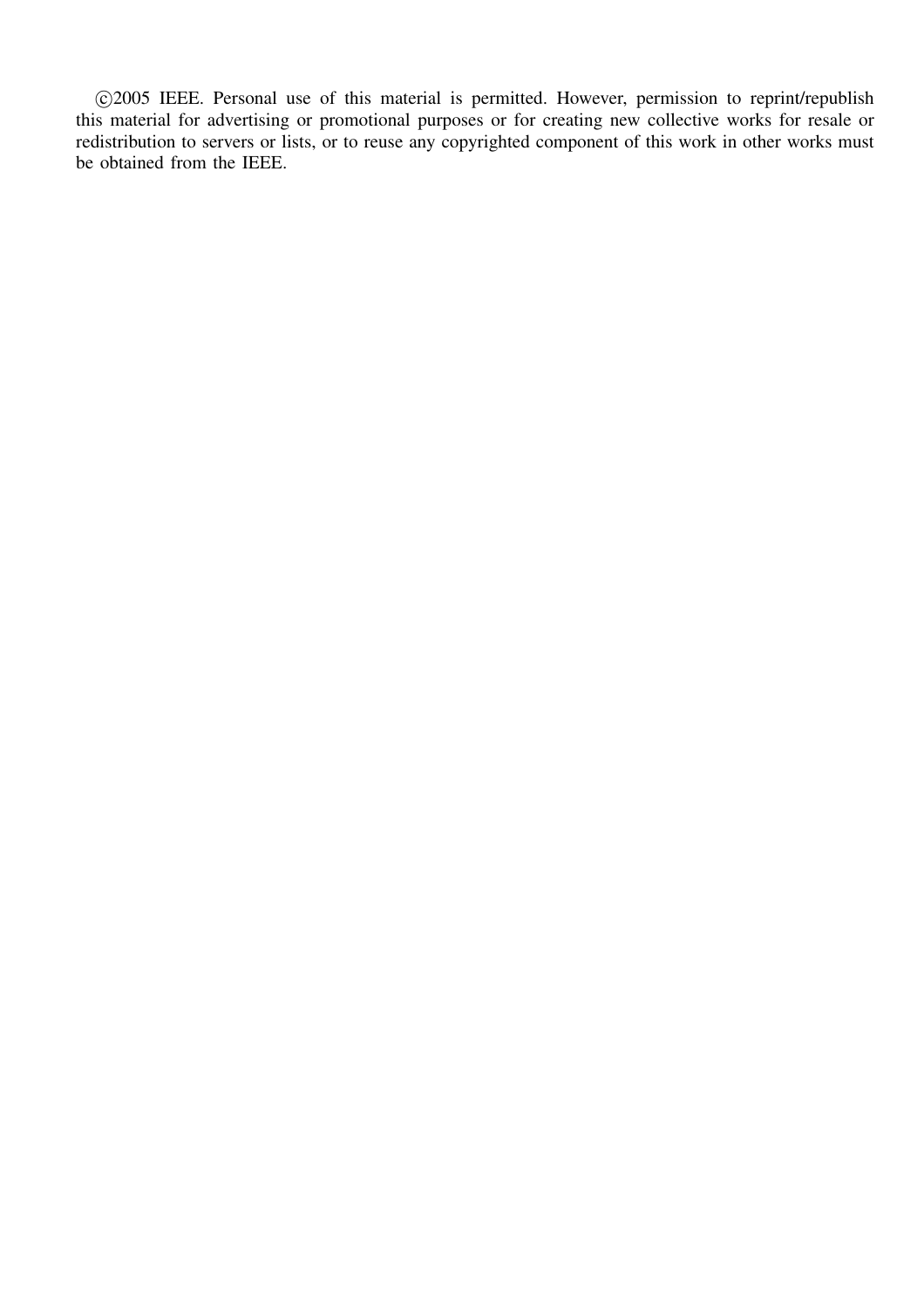©2005 IEEE. Personal use of this material is permitted. However, permission to reprint/republish this material for advertising or promotional purposes or for creating new collective works for resale or redistribution to servers or lists, or to reuse any copyrighted component of this work in other works must be obtained from the IEEE.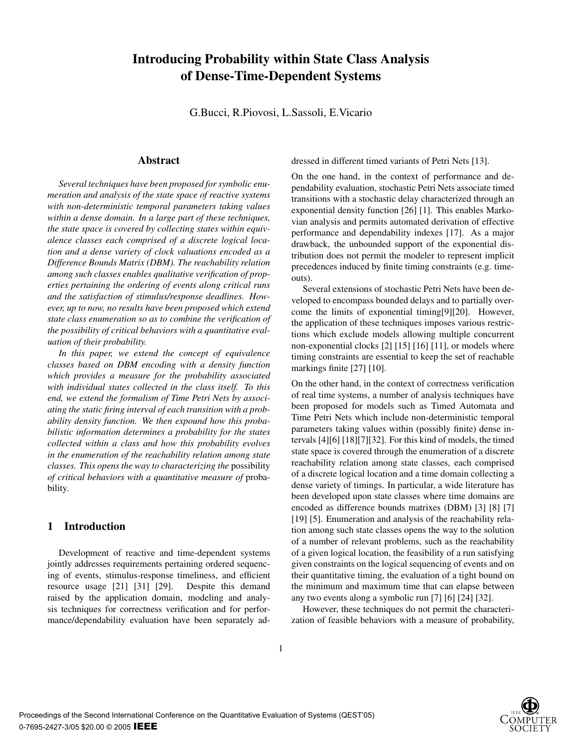# Introducing Probability within State Class Analysis of Dense-Time-Dependent Systems

G.Bucci, R.Piovosi, L.Sassoli, E.Vicario

## Abstract

*Several techniques have been proposed for symbolic enumeration and analysis of the state space of reactive systems with non-deterministic temporal parameters taking values within a dense domain. In a large part of these techniques, the state space is covered by collecting states within equivalence classes each comprised of a discrete logical location and a dense variety of clock valuations encoded as a Difference Bounds Matrix (DBM). The reachability relation among such classes enables qualitative verification of properties pertaining the ordering of events along critical runs and the satisfaction of stimulus/response deadlines. However, up to now, no results have been proposed which extend state class enumeration so as to combine the verification of the possibility of critical behaviors with a quantitative evaluation of their probability.*

*In this paper, we extend the concept of equivalence classes based on DBM encoding with a density function which provides a measure for the probability associated with individual states collected in the class itself. To this end, we extend the formalism of Time Petri Nets by associating the static firing interval of each transition with a probability density function. We then expound how this probabilistic information determines a probability for the states collected within a class and how this probability evolves in the enumeration of the reachability relation among state classes. This opens the way to characterizing the* possibility *of critical behaviors with a quantitative measure of* probability.

## 1 Introduction

Development of reactive and time-dependent systems jointly addresses requirements pertaining ordered sequencing of events, stimulus-response timeliness, and efficient resource usage [21] [31] [29]. Despite this demand raised by the application domain, modeling and analysis techniques for correctness verification and for performance/dependability evaluation have been separately addressed in different timed variants of Petri Nets [13].

On the one hand, in the context of performance and dependability evaluation, stochastic Petri Nets associate timed transitions with a stochastic delay characterized through an exponential density function [26] [1]. This enables Markovian analysis and permits automated derivation of effective performance and dependability indexes [17]. As a major drawback, the unbounded support of the exponential distribution does not permit the modeler to represent implicit precedences induced by finite timing constraints (e.g. timeouts).

Several extensions of stochastic Petri Nets have been developed to encompass bounded delays and to partially overcome the limits of exponential timing[9][20]. However, the application of these techniques imposes various restrictions which exclude models allowing multiple concurrent non-exponential clocks [2] [15] [16] [11], or models where timing constraints are essential to keep the set of reachable markings finite [27] [10].

On the other hand, in the context of correctness verification of real time systems, a number of analysis techniques have been proposed for models such as Timed Automata and Time Petri Nets which include non-deterministic temporal parameters taking values within (possibly finite) dense intervals [4][6] [18][7][32]. For this kind of models, the timed state space is covered through the enumeration of a discrete reachability relation among state classes, each comprised of a discrete logical location and a time domain collecting a dense variety of timings. In particular, a wide literature has been developed upon state classes where time domains are encoded as difference bounds matrixes (DBM) [3] [8] [7] [19] [5]. Enumeration and analysis of the reachability relation among such state classes opens the way to the solution of a number of relevant problems, such as the reachability of a given logical location, the feasibility of a run satisfying given constraints on the logical sequencing of events and on their quantitative timing, the evaluation of a tight bound on the minimum and maximum time that can elapse between any two events along a symbolic run [7] [6] [24] [32].

However, these techniques do not permit the characterization of feasible behaviors with a measure of probability,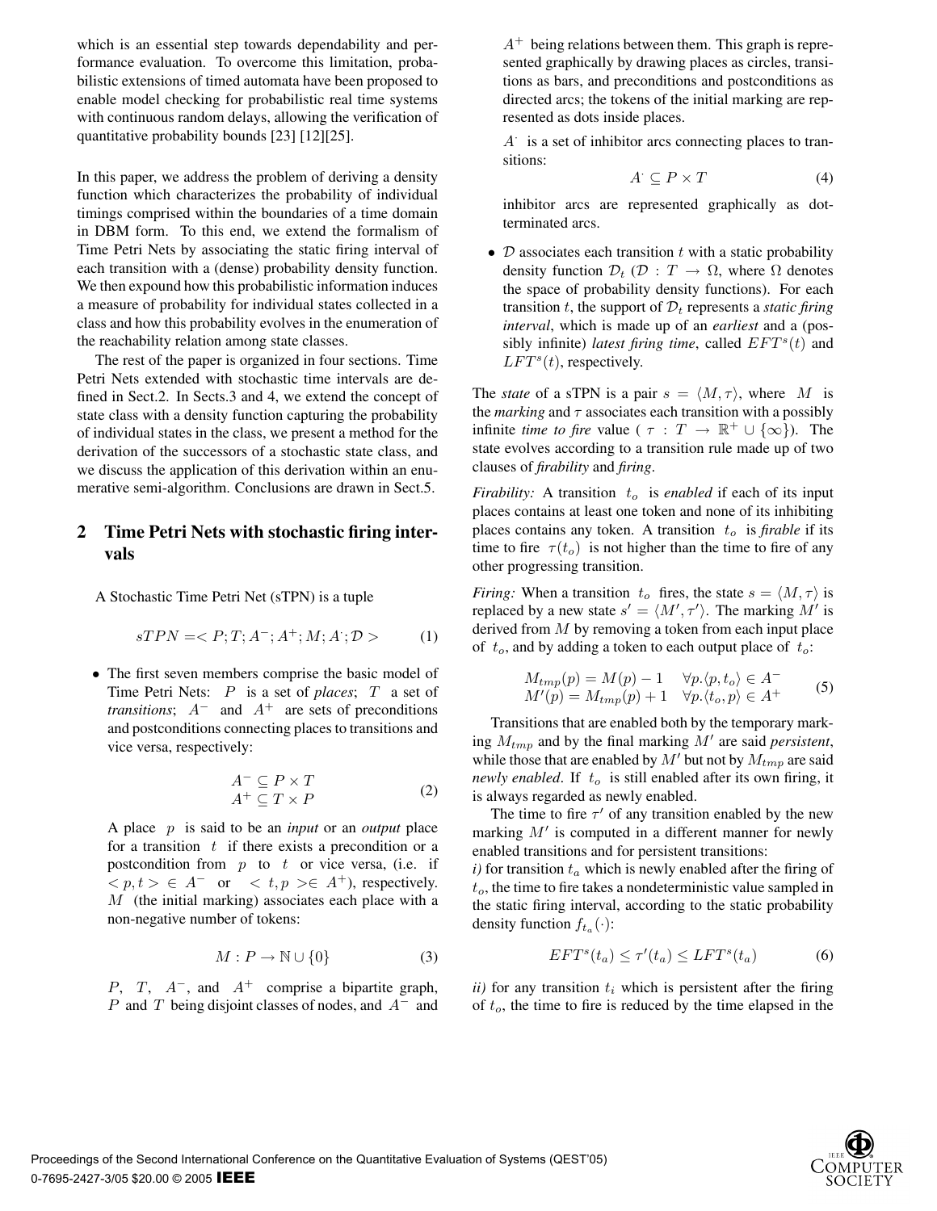which is an essential step towards dependability and performance evaluation. To overcome this limitation, probabilistic extensions of timed automata have been proposed to enable model checking for probabilistic real time systems with continuous random delays, allowing the verification of quantitative probability bounds [23] [12][25].

In this paper, we address the problem of deriving a density function which characterizes the probability of individual timings comprised within the boundaries of a time domain in DBM form. To this end, we extend the formalism of Time Petri Nets by associating the static firing interval of each transition with a (dense) probability density function. We then expound how this probabilistic information induces a measure of probability for individual states collected in a class and how this probability evolves in the enumeration of the reachability relation among state classes.

The rest of the paper is organized in four sections. Time Petri Nets extended with stochastic time intervals are defined in Sect.2. In Sects.3 and 4, we extend the concept of state class with a density function capturing the probability of individual states in the class, we present a method for the derivation of the successors of a stochastic state class, and we discuss the application of this derivation within an enumerative semi-algorithm. Conclusions are drawn in Sect.5.

## 2 Time Petri Nets with stochastic firing intervals

A Stochastic Time Petri Net (sTPN) is a tuple

$$sTPN = < P; T; A^-; A^+; M; A^{\cdot}; \mathcal{D} > \tag{1}$$

- The first seven members comprise the basic model of Time Petri Nets: $P$ is a set of *places*; $T$ a set of *transitions*; $A^-$ and $A^+$ are sets of preconditions and postconditions connecting places to transitions and vice versa, respectively:

$$\begin{array}{l} A^- \subseteq P \times T \\ A^+ \subseteq T \times P \end{array} \tag{2}$$

  A place $p$ is said to be an *input* or an *output* place for a transition $t$ if there exists a precondition or a postcondition from $p$ to $t$ or vice versa, (i.e. if $< p, t > \in A^-$ or $< t, p > \in A^+$), respectively. $M$ (the initial marking) associates each place with a non-negative number of tokens:

$$M : P \rightarrow \mathbb{N} \cup \{0\} \tag{3}$$

  $P$, $T$, $A^-$, and $A^+$ comprise a bipartite graph, $P$ and $T$ being disjoint classes of nodes, and $A^-$ and $A^+$ being relations between them. This graph is represented graphically by drawing places as circles, transitions as bars, and preconditions and postconditions as directed arcs; the tokens of the initial marking are represented as dots inside places.

  $A^{\cdot}$ is a set of inhibitor arcs connecting places to transitions:

$$A^{\cdot} \subseteq P \times T \tag{4}$$

  inhibitor arcs are represented graphically as dot-terminated arcs.

- $\mathcal{D}$ associates each transition $t$ with a static probability density function $\mathcal{D}_t$ ($\mathcal{D} : T \rightarrow \Omega$, where $\Omega$ denotes the space of probability density functions). For each transition $t$, the support of $\mathcal{D}_t$ represents a *static firing interval*, which is made up of an *earliest* and a (possibly infinite) *latest firing time*, called $EFT^s(t)$ and $LFT^s(t)$, respectively.

The *state* of a sTPN is a pair $s = \langle M, \tau \rangle$, where $M$ is the *marking* and $\tau$ associates each transition with a possibly infinite *time to fire* value ( $\tau : T \rightarrow \mathbb{R}^+ \cup \{\infty\}$). The state evolves according to a transition rule made up of two clauses of *firability* and *firing*.

*Firability:* A transition $t_o$ is *enabled* if each of its input places contains at least one token and none of its inhibiting places contains any token. A transition $t_o$ is *firable* if its time to fire $\tau(t_o)$ is not higher than the time to fire of any other progressing transition.

*Firing:* When a transition $t_o$ fires, the state $s = \langle M, \tau \rangle$ is replaced by a new state $s' = \langle M', \tau' \rangle$. The marking $M'$ is derived from $M$ by removing a token from each input place of $t_o$, and by adding a token to each output place of $t_o$:

$$\begin{array}{ll} M_{tmp}(p) = M(p) - 1 & \forall p. \langle p, t_o \rangle \in A^- \\ M'(p) = M_{tmp}(p) + 1 & \forall p. \langle t_o, p \rangle \in A^+ \end{array} \tag{5}$$

Transitions that are enabled both by the temporary marking $M_{tmp}$ and by the final marking $M'$ are said *persistent*, while those that are enabled by $M'$ but not by $M_{tmp}$ are said *newly enabled*. If $t_o$ is still enabled after its own firing, it is always regarded as newly enabled.

The time to fire $\tau'$ of any transition enabled by the new marking $M'$ is computed in a different manner for newly enabled transitions and for persistent transitions:

*i)* for transition $t_a$ which is newly enabled after the firing of $t_o$, the time to fire takes a nondeterministic value sampled in the static firing interval, according to the static probability density function $f_{t_a}(\cdot)$:

$$EFT^s(t_a) \leq \tau'(t_a) \leq LFT^s(t_a) \tag{6}$$

*ii)* for any transition $t_i$ which is persistent after the firing of $t_o$, the time to fire is reduced by the time elapsed in the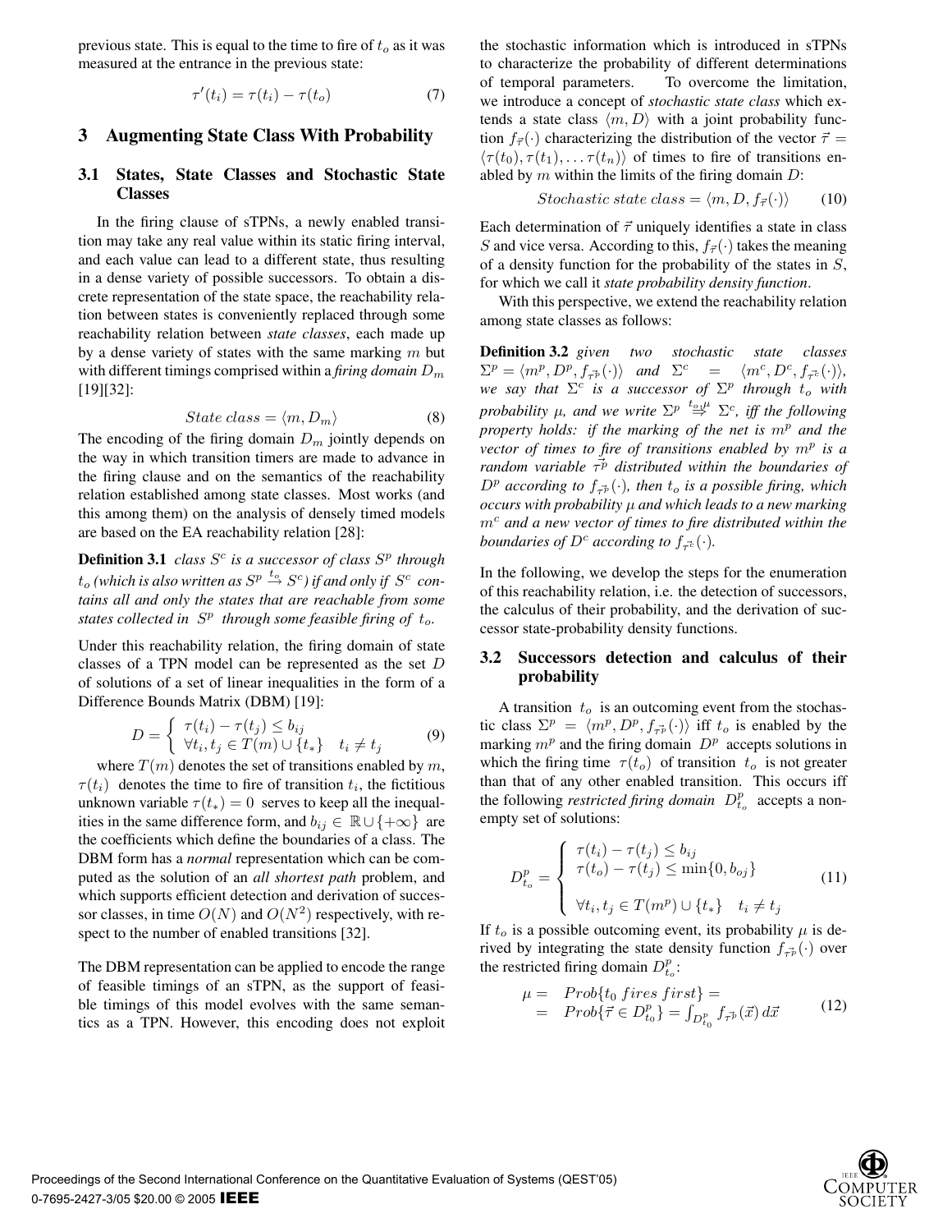previous state. This is equal to the time to fire of $t_o$ as it was measured at the entrance in the previous state:

$$\tau'(t_i) = \tau(t_i) - \tau(t_o) \tag{7}$$

## 3 Augmenting State Class With Probability

### 3.1 States, State Classes and Stochastic State Classes

In the firing clause of sTPNs, a newly enabled transition may take any real value within its static firing interval, and each value can lead to a different state, thus resulting in a dense variety of possible successors. To obtain a discrete representation of the state space, the reachability relation between states is conveniently replaced through some reachability relation between *state classes*, each made up by a dense variety of states with the same marking $m$ but with different timings comprised within a *firing domain* $D_m$ [19][32]:

$$State\ class = \langle m, D_m \rangle \tag{8}$$

The encoding of the firing domain $D_m$ jointly depends on the way in which transition timers are made to advance in the firing clause and on the semantics of the reachability relation established among state classes. Most works (and this among them) on the analysis of densely timed models are based on the EA reachability relation [28]:

**Definition 3.1** *class $S^c$ is a successor of class $S^p$ through $t_o$ (which is also written as $S^p \xrightarrow{t_o} S^c$) if and only if $S^c$ contains all and only the states that are reachable from some states collected in $S^p$ through some feasible firing of $t_o$.*

Under this reachability relation, the firing domain of state classes of a TPN model can be represented as the set $D$ of solutions of a set of linear inequalities in the form of a Difference Bounds Matrix (DBM) [19]:

$$D = \begin{cases} \tau(t_i) - \tau(t_j) \leq b_{ij} \\ \forall t_i, t_j \in T(m) \cup \{t_*\} \quad t_i \neq t_j \end{cases} \tag{9}$$

where $T(m)$ denotes the set of transitions enabled by $m$, $\tau(t_i)$ denotes the time to fire of transition $t_i$, the fictitious unknown variable $\tau(t_*) = 0$ serves to keep all the inequalities in the same difference form, and $b_{ij} \in \mathbb{R} \cup \{+\infty\}$ are the coefficients which define the boundaries of a class. The DBM form has a *normal* representation which can be computed as the solution of an *all shortest path* problem, and which supports efficient detection and derivation of successor classes, in time $O(N)$ and $O(N^2)$ respectively, with respect to the number of enabled transitions [32].

The DBM representation can be applied to encode the range of feasible timings of an sTPN, as the support of feasible timings of this model evolves with the same semantics as a TPN. However, this encoding does not exploit the stochastic information which is introduced in sTPNs to characterize the probability of different determinations of temporal parameters. To overcome the limitation, we introduce a concept of *stochastic state class* which extends a state class $\langle m, D \rangle$ with a joint probability function $f_{\vec{\tau}}(\cdot)$ characterizing the distribution of the vector $\vec{\tau} = \langle \tau(t_0), \tau(t_1), \ldots \tau(t_n) \rangle$ of times to fire of transitions enabled by $m$ within the limits of the firing domain $D$:

$$Stochastic\ state\ class = \langle m, D, f_{\vec{\tau}}(\cdot) \rangle \tag{10}$$

Each determination of $\vec{\tau}$ uniquely identifies a state in class $S$ and vice versa. According to this, $f_{\vec{\tau}}(\cdot)$ takes the meaning of a density function for the probability of the states in $S$, for which we call it *state probability density function*.

With this perspective, we extend the reachability relation among state classes as follows:

**Definition 3.2** *given two stochastic state classes $\Sigma^p = \langle m^p, D^p, f_{\vec{\tau^p}}(\cdot) \rangle$ and $\Sigma^c = \langle m^c, D^c, f_{\vec{\tau^c}}(\cdot) \rangle$, we say that $\Sigma^c$ is a successor of $\Sigma^p$ through $t_o$ with probability $\mu$, and we write $\Sigma^p \overset{t_o,\mu}{\Rightarrow} \Sigma^c$, iff the following property holds: if the marking of the net is $m^p$ and the vector of times to fire of transitions enabled by $m^p$ is a random variable $\vec{\tau^p}$ distributed within the boundaries of $D^p$ according to $f_{\vec{\tau^p}}(\cdot)$, then $t_o$ is a possible firing, which occurs with probability $\mu$ and which leads to a new marking $m^c$ and a new vector of times to fire distributed within the boundaries of $D^c$ according to $f_{\vec{\tau^c}}(\cdot)$.*

In the following, we develop the steps for the enumeration of this reachability relation, i.e. the detection of successors, the calculus of their probability, and the derivation of successor state-probability density functions.

### 3.2 Successors detection and calculus of their probability

A transition $t_o$ is an outcoming event from the stochastic class $\Sigma^p = \langle m^p, D^p, f_{\vec{\tau^p}}(\cdot) \rangle$ iff $t_o$ is enabled by the marking $m^p$ and the firing domain $D^p$ accepts solutions in which the firing time $\tau(t_o)$ of transition $t_o$ is not greater than that of any other enabled transition. This occurs iff the following *restricted firing domain* $D^p_{t_o}$ accepts a non-empty set of solutions:

$$D^p_{t_o} = \begin{cases} \tau(t_i) - \tau(t_j) \leq b_{ij} \\ \tau(t_o) - \tau(t_j) \leq \min\{0, b_{oj}\} \\ \\ \forall t_i, t_j \in T(m^p) \cup \{t_*\} \quad t_i \neq t_j \end{cases} \tag{11}$$

If $t_o$ is a possible outcoming event, its probability $\mu$ is derived by integrating the state density function $f_{\vec{\tau^p}}(\cdot)$ over the restricted firing domain $D^p_{t_o}$:

$$\begin{aligned} \mu = &\ \ Prob\{t_0\ fires\ first\} = \\ = &\ \ Prob\{\vec{\tau} \in D^p_{t_0}\} = \int_{D^p_{t_0}} f_{\vec{\tau^p}}(\vec{x})\, d\vec{x} \end{aligned} \tag{12}$$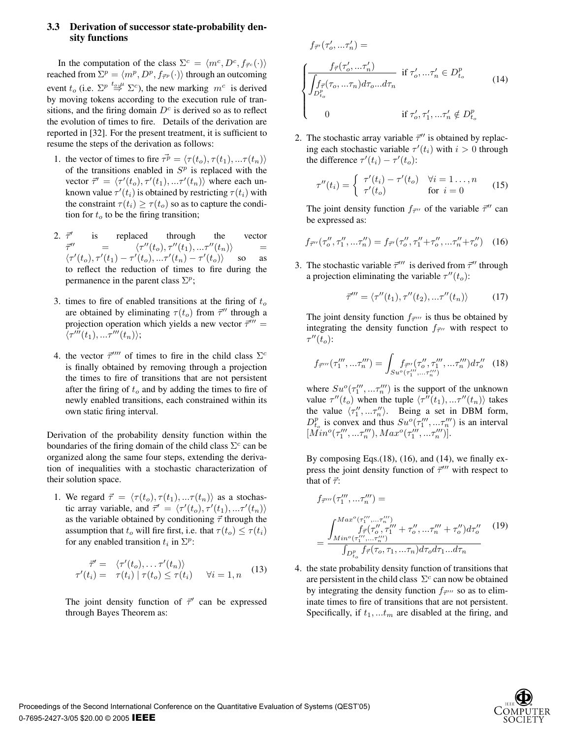### 3.3 Derivation of successor state-probability density functions

In the computation of the class $\Sigma^c = \langle m^c, D^c, f_{\vec{\tau}^c}(\cdot)\rangle$ reached from $\Sigma^p = \langle m^p, D^p, f_{\vec{\tau}^p}(\cdot)\rangle$ through an outcoming event $t_o$ (i.e. $\Sigma^p \stackrel{t_o,\mu}{\Rightarrow} \Sigma^c$), the new marking $m^c$ is derived by moving tokens according to the execution rule of transitions, and the firing domain $D^c$ is derived so as to reflect the evolution of times to fire. Details of the derivation are reported in [32]. For the present treatment, it is sufficient to resume the steps of the derivation as follows:

1. the vector of times to fire $\vec{\tau^p} = \langle \tau(t_o), \tau(t_1), ...\tau(t_n)\rangle$ of the transitions enabled in $S^p$ is replaced with the vector $\vec{\tau}' = \langle \tau'(t_o), \tau'(t_1), ...\tau'(t_n)\rangle$ where each unknown value $\tau'(t_i)$ is obtained by restricting $\tau(t_i)$ with the constraint $\tau(t_i) \geq \tau(t_o)$ so as to capture the condition for $t_o$ to be the firing transition;

2. $\vec{\tau}'$ is replaced through the vector $\vec{\tau}'' = \langle \tau''(t_o), \tau''(t_1), ...\tau''(t_n)\rangle = \langle \tau'(t_o), \tau'(t_1) - \tau'(t_o), ...\tau'(t_n) - \tau'(t_o)\rangle$ so as to reflect the reduction of times to fire during the permanence in the parent class $\Sigma^p$;

3. times to fire of enabled transitions at the firing of $t_o$ are obtained by eliminating $\tau(t_o)$ from $\vec{\tau}''$ through a projection operation which yields a new vector $\vec{\tau}''' = \langle \tau'''(t_1), ...\tau'''(t_n)\rangle$;

4. the vector $\vec{\tau}''''$ of times to fire in the child class $\Sigma^c$ is finally obtained by removing through a projection the times to fire of transitions that are not persistent after the firing of $t_o$ and by adding the times to fire of newly enabled transitions, each constrained within its own static firing interval.

Derivation of the probability density function within the boundaries of the firing domain of the child class $\Sigma^c$ can be organized along the same four steps, extending the derivation of inequalities with a stochastic characterization of their solution space.

1. We regard $\vec{\tau} = \langle \tau(t_o), \tau(t_1), ...\tau(t_n)\rangle$ as a stochastic array variable, and $\vec{\tau}' = \langle \tau'(t_o), \tau'(t_1), ...\tau'(t_n)\rangle$ as the variable obtained by conditioning $\vec{\tau}$ through the assumption that $t_o$ will fire first, i.e. that $\tau(t_o) \leq \tau(t_i)$ for any enabled transition $t_i$ in $\Sigma^p$:

$$
\begin{array}{rl}
\vec{\tau}' = & \langle \tau'(t_o), \dots \tau'(t_n)\rangle \\
\tau'(t_i) = & \tau(t_i) \mid \tau(t_o) \leq \tau(t_i) \qquad \forall i = 1, n
\end{array}
\tag{13}
$$

The joint density function of $\vec{\tau}'$ can be expressed through Bayes Theorem as:

$$
f_{\vec{\tau}'}(\tau'_o, ...\tau'_n) =
\begin{cases}
\dfrac{f_{\vec{\tau}}(\tau'_o, ...\tau'_n)}{\displaystyle\int_{D^p_{t_o}} f_{\vec{\tau}}(\tau_o, ...\tau_n) d\tau_o ... d\tau_n} & \text{if } \tau'_o, ...\tau'_n \in D^p_{t_o} \\
0 & \text{if } \tau'_o, \tau'_1, ...\tau'_n \notin D^p_{t_o}
\end{cases}
\tag{14}
$$

2. The stochastic array variable $\vec{\tau}''$ is obtained by replacing each stochastic variable $\tau'(t_i)$ with $i > 0$ through the difference $\tau'(t_i) - \tau'(t_o)$:

$$
\tau''(t_i) = \begin{cases} \tau'(t_i) - \tau'(t_o) & \forall i = 1 \dots, n \\ \tau'(t_o) & \text{for } i = 0 \end{cases}
\tag{15}
$$

The joint density function $f_{\vec{\tau}''}$ of the variable $\vec{\tau}''$ can be expressed as:

$$
f_{\vec{\tau}''}(\tau''_o, \tau''_1, ...\tau''_n) = f_{\vec{\tau}'}(\tau''_o, \tau''_1 + \tau''_o, ...\tau''_n + \tau''_o)
\tag{16}
$$

3. The stochastic variable $\vec{\tau}'''$ is derived from $\vec{\tau}''$ through a projection eliminating the variable $\tau''(t_o)$:

$$
\vec{\tau}''' = \langle \tau''(t_1), \tau''(t_2), ...\tau''(t_n)\rangle
\tag{17}
$$

The joint density function $f_{\vec{\tau}'''}$ is thus be obtained by integrating the density function $f_{\vec{\tau}''}$ with respect to $\tau''(t_o)$:

$$
f_{\vec{\tau}'''}(\tau'''_1, ...\tau'''_n) = \int_{Su^o(\tau'''_1, ...\tau'''_n)} f_{\vec{\tau}''}(\tau''_o, \tau'''_1, ...\tau'''_n) d\tau''_o
\tag{18}
$$

where $Su^o(\tau'''_1, ...\tau'''_n)$ is the support of the unknown value $\tau''(t_o)$ when the tuple $\langle \tau''(t_1), ...\tau''(t_n)\rangle$ takes the value $\langle \tau''_1, ...\tau''_n\rangle$. Being a set in DBM form, $D^p_{t_o}$ is convex and thus $Su^o(\tau'''_1, ...\tau'''_n)$ is an interval $[Min^o(\tau'''_1, ...\tau'''_n), Max^o(\tau'''_1, ...\tau'''_n)]$.

By composing Eqs.(18), (16), and (14), we finally express the joint density function of $\vec{\tau}'''$ with respect to that of $\vec{\tau}$:

$$
f_{\vec{\tau}'''}(\tau'''_1, ...\tau'''_n) = \frac{\displaystyle\int_{Min^o(\tau'''_1, ...\tau'''_n)}^{Max^o(\tau'''_1, ...\tau'''_n)} f_{\vec{\tau}}(\tau''_o, \tau'''_1 + \tau''_o, ...\tau'''_n + \tau''_o) d\tau''_o}{\int_{D^p_{t_o}} f_{\vec{\tau}}(\tau_o, \tau_1, ...\tau_n) d\tau_o d\tau_1 ... d\tau_n}
\tag{19}
$$

4. the state probability density function of transitions that are persistent in the child class $\Sigma^c$ can now be obtained by integrating the density function $f_{\vec{\tau}'''}$ so as to eliminate times to fire of transitions that are not persistent. Specifically, if $t_1, ...t_m$ are disabled at the firing, and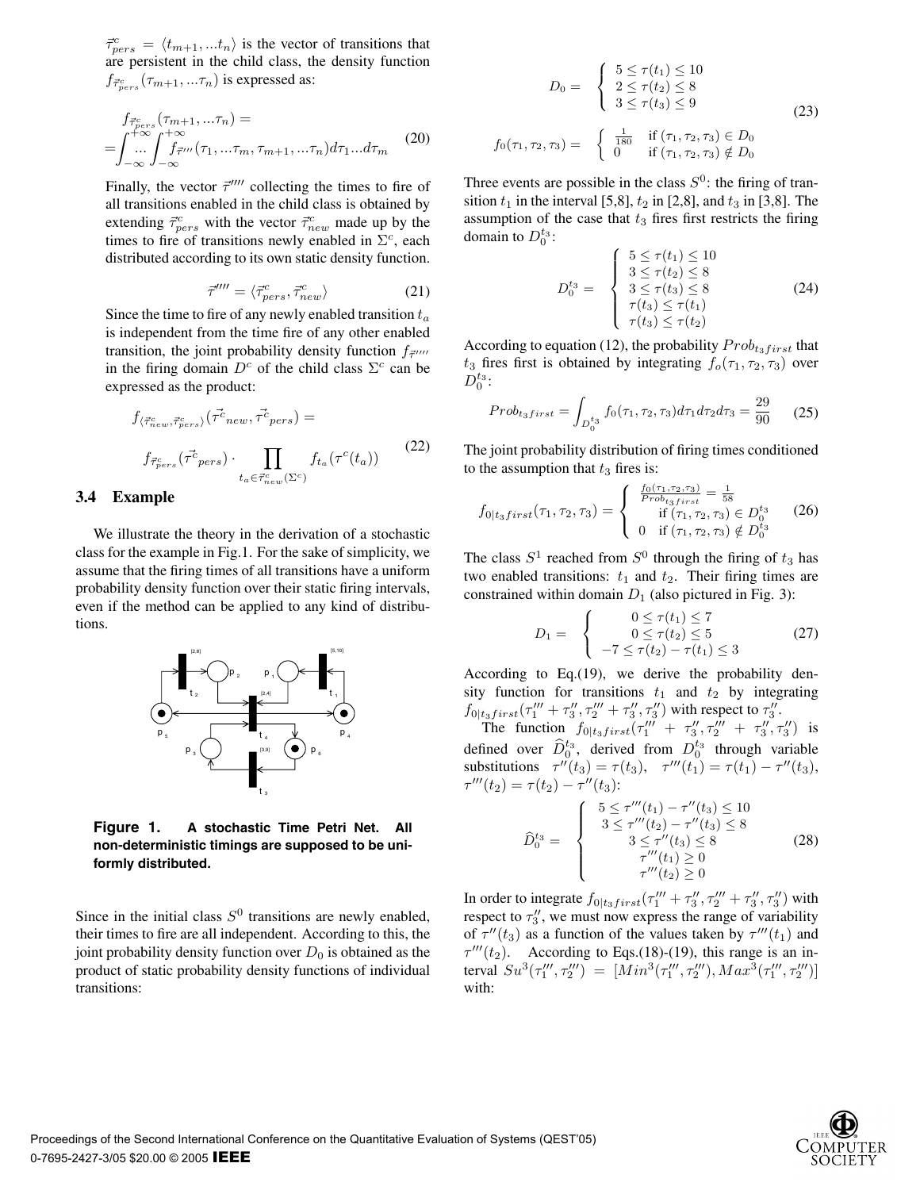$\vec{\tau}^{c}_{pers} = \langle t_{m+1}, ... t_n \rangle$ is the vector of transitions that are persistent in the child class, the density function $f_{\vec{\tau}^c_{pers}}(\tau_{m+1}, ... \tau_n)$ is expressed as:

$$
\begin{aligned}
& f_{\vec{\tau}^c_{pers}}(\tau_{m+1}, ... \tau_n) = \\
= & \int_{-\infty}^{+\infty} ... \int_{-\infty}^{+\infty} f_{\vec{\tau}'''}(\tau_1, ... \tau_m, \tau_{m+1}, ... \tau_n) d\tau_1 ... d\tau_m
\end{aligned}
\tag{20}
$$

Finally, the vector $\vec{\tau}''''$ collecting the times to fire of all transitions enabled in the child class is obtained by extending $\vec{\tau}^c_{pers}$ with the vector $\vec{\tau}^c_{new}$ made up by the times to fire of transitions newly enabled in $\Sigma^c$, each distributed according to its own static density function.

$$
\vec{\tau}'''' = \langle \vec{\tau}^c_{pers}, \vec{\tau}^c_{new} \rangle \tag{21}
$$

Since the time to fire of any newly enabled transition $t_a$ is independent from the time fire of any other enabled transition, the joint probability density function $f_{\vec{\tau}''''}$ in the firing domain $D^c$ of the child class $\Sigma^c$ can be expressed as the product:

$$
\begin{aligned}
& f_{\langle \vec{\tau}^c_{new}, \vec{\tau}^c_{pers} \rangle}(\vec{\tau^c}_{new}, \vec{\tau^c}_{pers}) = \\
& f_{\vec{\tau}^c_{pers}}(\vec{\tau^c}_{pers}) \cdot \prod_{t_a \in \vec{\tau}^c_{new}(\Sigma^c)} f_{t_a}(\tau^c(t_a))
\end{aligned}
\tag{22}
$$

### 3.4 Example

We illustrate the theory in the derivation of a stochastic class for the example in Fig.1. For the sake of simplicity, we assume that the firing times of all transitions have a uniform probability density function over their static firing intervals, even if the method can be applied to any kind of distributions.

**Figure 1. A stochastic Time Petri Net. All non-deterministic timings are supposed to be uniformly distributed.**

Since in the initial class $S^0$ transitions are newly enabled, their times to fire are all independent. According to this, the joint probability density function over $D_0$ is obtained as the product of static probability density functions of individual transitions:

$$
D_0 = \begin{cases} 5 \leq \tau(t_1) \leq 10 \\ 2 \leq \tau(t_2) \leq 8 \\ 3 \leq \tau(t_3) \leq 9 \end{cases}
\tag{23}
$$

$$
f_0(\tau_1, \tau_2, \tau_3) = \begin{cases} \frac{1}{180} & \text{if } (\tau_1, \tau_2, \tau_3) \in D_0 \\ 0 & \text{if } (\tau_1, \tau_2, \tau_3) \notin D_0 \end{cases}
$$

Three events are possible in the class $S^0$: the firing of transition $t_1$ in the interval [5,8], $t_2$ in [2,8], and $t_3$ in [3,8]. The assumption of the case that $t_3$ fires first restricts the firing domain to $D_0^{t_3}$:

$$
D_0^{t_3} = \begin{cases} 5 \leq \tau(t_1) \leq 10 \\ 3 \leq \tau(t_2) \leq 8 \\ 3 \leq \tau(t_3) \leq 8 \\ \tau(t_3) \leq \tau(t_1) \\ \tau(t_3) \leq \tau(t_2) \end{cases}
\tag{24}
$$

According to equation (12), the probability $Prob_{t_3 first}$ that $t_3$ fires first is obtained by integrating $f_o(\tau_1, \tau_2, \tau_3)$ over $D_0^{t_3}$:

$$
Prob_{t_3 first} = \int_{D_0^{t_3}} f_0(\tau_1, \tau_2, \tau_3) d\tau_1 d\tau_2 d\tau_3 = \frac{29}{90} \tag{25}
$$

The joint probability distribution of firing times conditioned to the assumption that $t_3$ fires is:

$$
f_{0|t_3 first}(\tau_1, \tau_2, \tau_3) = \begin{cases} \frac{f_0(\tau_1, \tau_2, \tau_3)}{Prob_{t_3 first}} = \frac{1}{58} \\ \quad \text{if } (\tau_1, \tau_2, \tau_3) \in D_0^{t_3} \\ 0 \quad \text{if } (\tau_1, \tau_2, \tau_3) \notin D_0^{t_3} \end{cases}
\tag{26}
$$

The class $S^1$ reached from $S^0$ through the firing of $t_3$ has two enabled transitions: $t_1$ and $t_2$. Their firing times are constrained within domain $D_1$ (also pictured in Fig. 3):

$$
D_1 = \begin{cases} 0 \leq \tau(t_1) \leq 7 \\ 0 \leq \tau(t_2) \leq 5 \\ -7 \leq \tau(t_2) - \tau(t_1) \leq 3 \end{cases}
\tag{27}
$$

According to Eq.(19), we derive the probability density function for transitions $t_1$ and $t_2$ by integrating $f_{0|t_3 first}(\tau_1''' + \tau_3'', \tau_2''' + \tau_3'', \tau_3'')$ with respect to $\tau_3''$.

The function $f_{0|t_3 first}(\tau_1''' + \tau_3'', \tau_2''' + \tau_3'', \tau_3'')$ is defined over $\widehat{D}_0^{t_3}$, derived from $D_0^{t_3}$ through variable substitutions $\tau''(t_3) = \tau(t_3)$, $\tau'''(t_1) = \tau(t_1) - \tau''(t_3)$, $\tau'''(t_2) = \tau(t_2) - \tau''(t_3)$:

$$
\widehat{D}_0^{t_3} = \begin{cases} 5 \leq \tau'''(t_1) - \tau''(t_3) \leq 10 \\ 3 \leq \tau'''(t_2) - \tau''(t_3) \leq 8 \\ 3 \leq \tau''(t_3) \leq 8 \\ \tau'''(t_1) \geq 0 \\ \tau'''(t_2) \geq 0 \end{cases}
\tag{28}
$$

In order to integrate $f_{0|t_3 first}(\tau_1''' + \tau_3'', \tau_2''' + \tau_3'', \tau_3'')$ with respect to $\tau_3''$, we must now express the range of variability of $\tau''(t_3)$ as a function of the values taken by $\tau'''(t_1)$ and $\tau'''(t_2)$. According to Eqs.(18)-(19), this range is an interval $Su^3(\tau_1''', \tau_2''') = [Min^3(\tau_1''', \tau_2'''), Max^3(\tau_1''', \tau_2''')]$ with: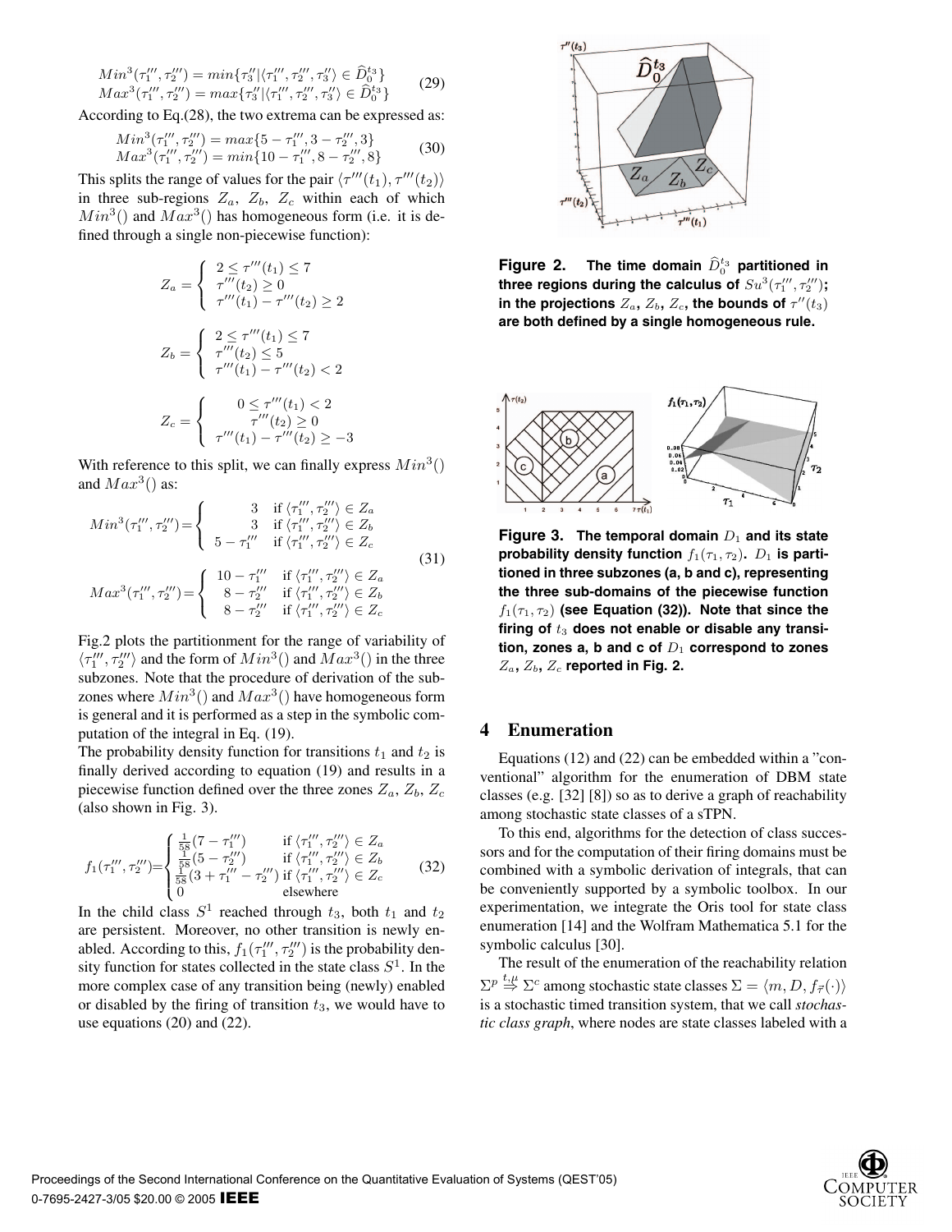$$
\begin{array}{l}
Min^3(\tau_1''', \tau_2''') = min\{\tau_3'' | \langle \tau_1''', \tau_2''', \tau_3'' \rangle \in \widehat{D}_0^{t_3}\} \\
Max^3(\tau_1''', \tau_2''') = max\{\tau_3'' | \langle \tau_1''', \tau_2''', \tau_3'' \rangle \in \widehat{D}_0^{t_3}\}
\end{array}
\quad (29)
$$

According to Eq.(28), the two extrema can be expressed as:

$$
\begin{array}{l}
Min^3(\tau_1''', \tau_2''') = max\{5 - \tau_1''', 3 - \tau_2''', 3\} \\
Max^3(\tau_1''', \tau_2''') = min\{10 - \tau_1''', 8 - \tau_2''', 8\}
\end{array}
\quad (30)
$$

This splits the range of values for the pair $\langle \tau'''(t_1), \tau'''(t_2) \rangle$ in three sub-regions $Z_a$, $Z_b$, $Z_c$ within each of which $Min^3()$ and $Max^3()$ has homogeneous form (i.e. it is defined through a single non-piecewise function):

$$
Z_a = \left\{ \begin{array}{l} 2 \le \tau'''(t_1) \le 7 \\ \tau'''(t_2) \ge 0 \\ \tau'''(t_1) - \tau'''(t_2) \ge 2 \end{array} \right.
$$

$$
Z_b = \left\{ \begin{array}{l} 2 \le \tau'''(t_1) \le 7 \\ \tau'''(t_2) \le 5 \\ \tau'''(t_1) - \tau'''(t_2) < 2 \end{array} \right.
$$

$$
Z_c = \left\{ \begin{array}{c} 0 \le \tau'''(t_1) < 2 \\ \tau'''(t_2) \ge 0 \\ \tau'''(t_1) - \tau'''(t_2) \ge -3 \end{array} \right.
$$

With reference to this split, we can finally express $Min^3()$ and $Max^3()$ as:

$$
\begin{array}{l}
Min^3(\tau_1''', \tau_2''') = \left\{ \begin{array}{ll} 3 & \text{if } \langle \tau_1''', \tau_2''' \rangle \in Z_a \\ 3 & \text{if } \langle \tau_1''', \tau_2''' \rangle \in Z_b \\ 5 - \tau_1''' & \text{if } \langle \tau_1''', \tau_2''' \rangle \in Z_c \end{array} \right. \\
\\
Max^3(\tau_1''', \tau_2''') = \left\{ \begin{array}{ll} 10 - \tau_1''' & \text{if } \langle \tau_1''', \tau_2''' \rangle \in Z_a \\ 8 - \tau_2''' & \text{if } \langle \tau_1''', \tau_2''' \rangle \in Z_b \\ 8 - \tau_2''' & \text{if } \langle \tau_1''', \tau_2''' \rangle \in Z_c \end{array} \right.
\end{array}
\quad (31)
$$

Fig.2 plots the partitionment for the range of variability of $\langle \tau_1''', \tau_2''' \rangle$ and the form of $Min^3()$ and $Max^3()$ in the three subzones. Note that the procedure of derivation of the subzones where $Min^3()$ and $Max^3()$ have homogeneous form is general and it is performed as a step in the symbolic computation of the integral in Eq. (19).

The probability density function for transitions $t_1$ and $t_2$ is finally derived according to equation (19) and results in a piecewise function defined over the three zones $Z_a$, $Z_b$, $Z_c$ (also shown in Fig. 3).

$$
f_1(\tau_1''', \tau_2''') = \left\{ \begin{array}{ll} \frac{1}{58}(7 - \tau_1''') & \text{if } \langle \tau_1''', \tau_2''' \rangle \in Z_a \\ \frac{1}{58}(5 - \tau_2''') & \text{if } \langle \tau_1''', \tau_2''' \rangle \in Z_b \\ \frac{1}{58}(3 + \tau_1''' - \tau_2''') & \text{if } \langle \tau_1''', \tau_2''' \rangle \in Z_c \\ 0 & \text{elsewhere} \end{array} \right.
\quad (32)
$$

In the child class $S^1$ reached through $t_3$, both $t_1$ and $t_2$ are persistent. Moreover, no other transition is newly enabled. According to this, $f_1(\tau_1''', \tau_2''')$ is the probability density function for states collected in the state class $S^1$. In the more complex case of any transition being (newly) enabled or disabled by the firing of transition $t_3$, we would have to use equations (20) and (22).

**Figure 2. The time domain $\widehat{D}_0^{t_3}$ partitioned in three regions during the calculus of $Su^3(\tau_1''', \tau_2''')$; in the projections $Z_a$, $Z_b$, $Z_c$, the bounds of $\tau''(t_3)$ are both defined by a single homogeneous rule.**

**Figure 3. The temporal domain $D_1$ and its state probability density function $f_1(\tau_1, \tau_2)$. $D_1$ is partitioned in three subzones (a, b and c), representing the three sub-domains of the piecewise function $f_1(\tau_1, \tau_2)$ (see Equation (32)). Note that since the firing of $t_3$ does not enable or disable any transition, zones a, b and c of $D_1$ correspond to zones $Z_a$, $Z_b$, $Z_c$ reported in Fig. 2.**

## 4 Enumeration

Equations (12) and (22) can be embedded within a "conventional" algorithm for the enumeration of DBM state classes (e.g. [32] [8]) so as to derive a graph of reachability among stochastic state classes of a sTPN.

To this end, algorithms for the detection of class successors and for the computation of their firing domains must be combined with a symbolic derivation of integrals, that can be conveniently supported by a symbolic toolbox. In our experimentation, we integrate the Oris tool for state class enumeration [14] and the Wolfram Mathematica 5.1 for the symbolic calculus [30].

The result of the enumeration of the reachability relation $\Sigma^p \overset{t,\mu}{\Rightarrow} \Sigma^c$ among stochastic state classes $\Sigma = \langle m, D, f_{\vec{\tau}}(\cdot) \rangle$ is a stochastic timed transition system, that we call *stochastic class graph*, where nodes are state classes labeled with a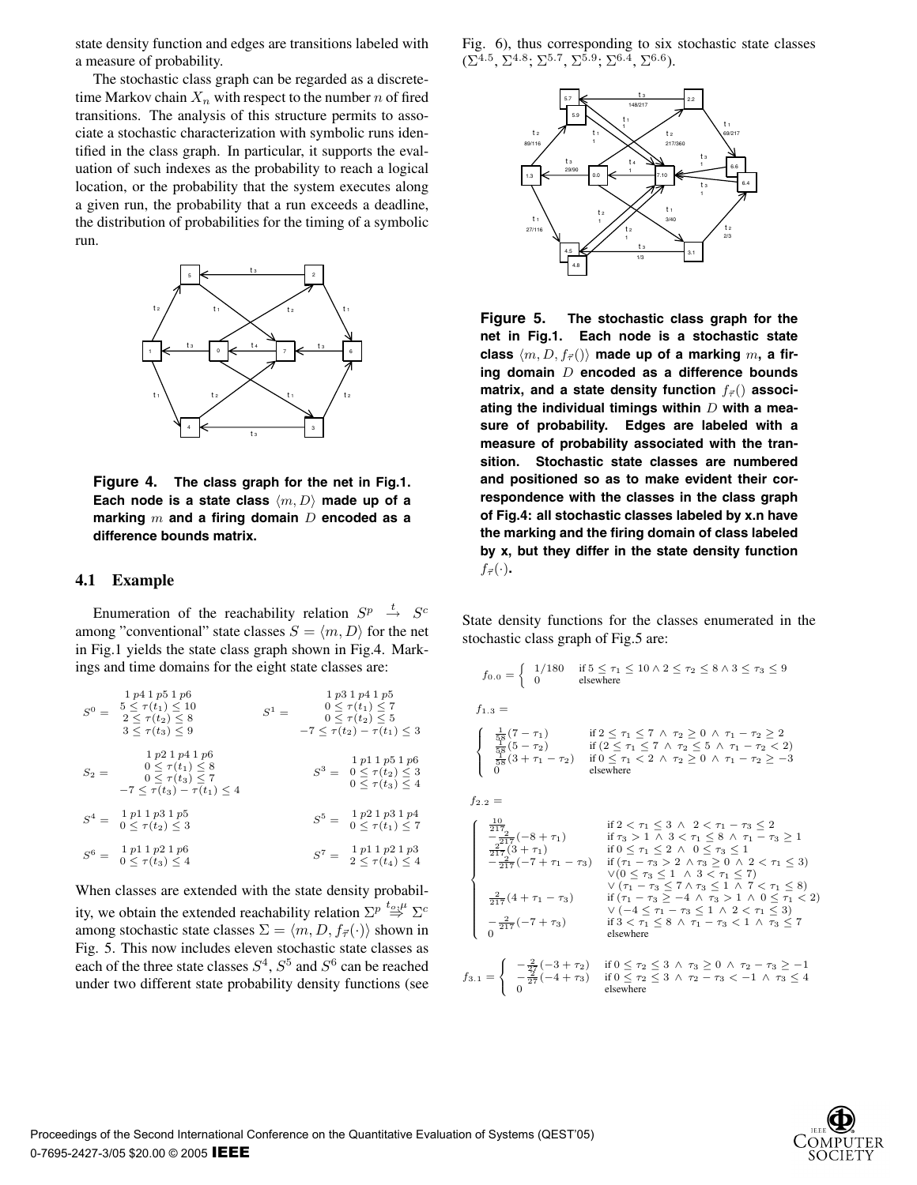state density function and edges are transitions labeled with a measure of probability.

The stochastic class graph can be regarded as a discrete-time Markov chain $X_n$ with respect to the number $n$ of fired transitions. The analysis of this structure permits to associate a stochastic characterization with symbolic runs identified in the class graph. In particular, it supports the evaluation of such indexes as the probability to reach a logical location, or the probability that the system executes along a given run, the probability that a run exceeds a deadline, the distribution of probabilities for the timing of a symbolic run.

**Figure 4. The class graph for the net in Fig.1. Each node is a state class $\langle m, D\rangle$ made up of a marking $m$ and a firing domain $D$ encoded as a difference bounds matrix.**

### 4.1 Example

Enumeration of the reachability relation $S^p \xrightarrow{t} S^c$ among "conventional" state classes $S = \langle m, D\rangle$ for the net in Fig.1 yields the state class graph shown in Fig.4. Markings and time domains for the eight state classes are:

$$S^0 = \begin{array}{c} 1\,p4\;1\,p5\;1\,p6 \\ 5 \leq \tau(t_1) \leq 10 \\ 2 \leq \tau(t_2) \leq 8 \\ 3 \leq \tau(t_3) \leq 9 \end{array} \qquad S^1 = \begin{array}{c} 1\,p3\;1\,p4\;1\,p5 \\ 0 \leq \tau(t_1) \leq 7 \\ 0 \leq \tau(t_2) \leq 5 \\ -7 \leq \tau(t_2) - \tau(t_1) \leq 3 \end{array}$$

$$S_2 = \begin{array}{c} 1\,p2\;1\,p4\;1\,p6 \\ 0 \leq \tau(t_1) \leq 8 \\ 0 \leq \tau(t_3) \leq 7 \\ -7 \leq \tau(t_3) - \tau(t_1) \leq 4 \end{array} \qquad S^3 = \begin{array}{c} 1\,p1\;1\,p5\;1\,p6 \\ 0 \leq \tau(t_2) \leq 3 \\ 0 \leq \tau(t_3) \leq 4 \end{array}$$

$$S^4 = \begin{array}{c} 1\,p1\;1\,p3\;1\,p5 \\ 0 \leq \tau(t_2) \leq 3 \end{array} \qquad S^5 = \begin{array}{c} 1\,p2\;1\,p3\;1\,p4 \\ 0 \leq \tau(t_1) \leq 7 \end{array}$$

$$S^6 = \begin{array}{c} 1\,p1\;1\,p2\;1\,p6 \\ 0 \leq \tau(t_3) \leq 4 \end{array} \qquad S^7 = \begin{array}{c} 1\,p1\;1\,p2\;1\,p3 \\ 2 \leq \tau(t_4) \leq 4 \end{array}$$

When classes are extended with the state density probability, we obtain the extended reachability relation $\Sigma^p \stackrel{t_o,\mu}{\Rightarrow} \Sigma^c$ among stochastic state classes $\Sigma = \langle m, D, f_{\vec{\tau}}(\cdot)\rangle$ shown in Fig. 5. This now includes eleven stochastic state classes as each of the three state classes $S^4$, $S^5$ and $S^6$ can be reached under two different state probability density functions (see Fig. 6), thus corresponding to six stochastic state classes ($\Sigma^{4.5}$, $\Sigma^{4.8}$; $\Sigma^{5.7}$, $\Sigma^{5.9}$; $\Sigma^{6.4}$, $\Sigma^{6.6}$).

**Figure 5. The stochastic class graph for the net in Fig.1. Each node is a stochastic state class $\langle m, D, f_{\vec{\tau}}()\rangle$ made up of a marking $m$, a firing domain $D$ encoded as a difference bounds matrix, and a state density function $f_{\vec{\tau}}()$ associating the individual timings within $D$ with a measure of probability. Edges are labeled with a measure of probability associated with the transition. Stochastic state classes are numbered and positioned so as to make evident their correspondence with the classes in the class graph of Fig.4: all stochastic classes labeled by x.n have the marking and the firing domain of class labeled by x, but they differ in the state density function $f_{\vec{\tau}}(\cdot)$.**

State density functions for the classes enumerated in the stochastic class graph of Fig.5 are:

$$f_{0.0} = \begin{cases} 1/180 & \text{if } 5 \leq \tau_1 \leq 10 \wedge 2 \leq \tau_2 \leq 8 \wedge 3 \leq \tau_3 \leq 9 \\ 0 & \text{elsewhere} \end{cases}$$

$$f_{1.3} = \begin{cases} \frac{1}{58}(7-\tau_1) & \text{if } 2 \leq \tau_1 \leq 7 \;\wedge\; \tau_2 \geq 0 \;\wedge\; \tau_1 - \tau_2 \geq 2 \\ \frac{1}{58}(5-\tau_2) & \text{if } (2 \leq \tau_1 \leq 7 \;\wedge\; \tau_2 \leq 5 \;\wedge\; \tau_1 - \tau_2 < 2) \\ \frac{1}{58}(3+\tau_1-\tau_2) & \text{if } 0 \leq \tau_1 < 2 \;\wedge\; \tau_2 \geq 0 \;\wedge\; \tau_1 - \tau_2 \geq -3 \\ 0 & \text{elsewhere} \end{cases}$$

$$f_{2.2} = \begin{cases} \frac{10}{217} & \text{if } 2 < \tau_1 \leq 3 \;\wedge\; 2 < \tau_1 - \tau_3 \leq 2 \\ -\frac{2}{217}(-8+\tau_1) & \text{if } \tau_3 > 1 \;\wedge\; 3 < \tau_1 \leq 8 \;\wedge\; \tau_1 - \tau_3 \geq 1 \\ \frac{2}{217}(3+\tau_1) & \text{if } 0 \leq \tau_1 \leq 2 \;\wedge\; 0 \leq \tau_3 \leq 1 \\ -\frac{2}{217}(-7+\tau_1-\tau_3) & \text{if } (\tau_1 - \tau_3 > 2 \;\wedge\; \tau_3 \geq 0 \;\wedge\; 2 < \tau_1 \leq 3) \\ & \vee (0 \leq \tau_3 \leq 1 \;\wedge\; 3 < \tau_1 \leq 7) \\ & \vee (\tau_1 - \tau_3 \leq 7 \wedge \tau_3 \leq 1 \;\wedge\; 7 < \tau_1 \leq 8) \\ \frac{2}{217}(4+\tau_1-\tau_3) & \text{if } (\tau_1 - \tau_3 \geq -4 \;\wedge\; \tau_3 > 1 \;\wedge\; 0 \leq \tau_1 < 2) \\ & \vee (-4 \leq \tau_1 - \tau_3 \leq 1 \;\wedge\; 2 < \tau_1 \leq 3) \\ -\frac{2}{217}(-7+\tau_3) & \text{if } 3 < \tau_1 \leq 8 \;\wedge\; \tau_1 - \tau_3 < 1 \;\wedge\; \tau_3 \leq 7 \\ 0 & \text{elsewhere} \end{cases}$$

$$f_{3.1} = \begin{cases} -\frac{2}{27}(-3+\tau_2) & \text{if } 0 \leq \tau_2 \leq 3 \;\wedge\; \tau_3 \geq 0 \;\wedge\; \tau_2 - \tau_3 \geq -1 \\ -\frac{2}{27}(-4+\tau_3) & \text{if } 0 \leq \tau_2 \leq 3 \;\wedge\; \tau_2 - \tau_3 < -1 \;\wedge\; \tau_3 \leq 4 \\ 0 & \text{elsewhere} \end{cases}$$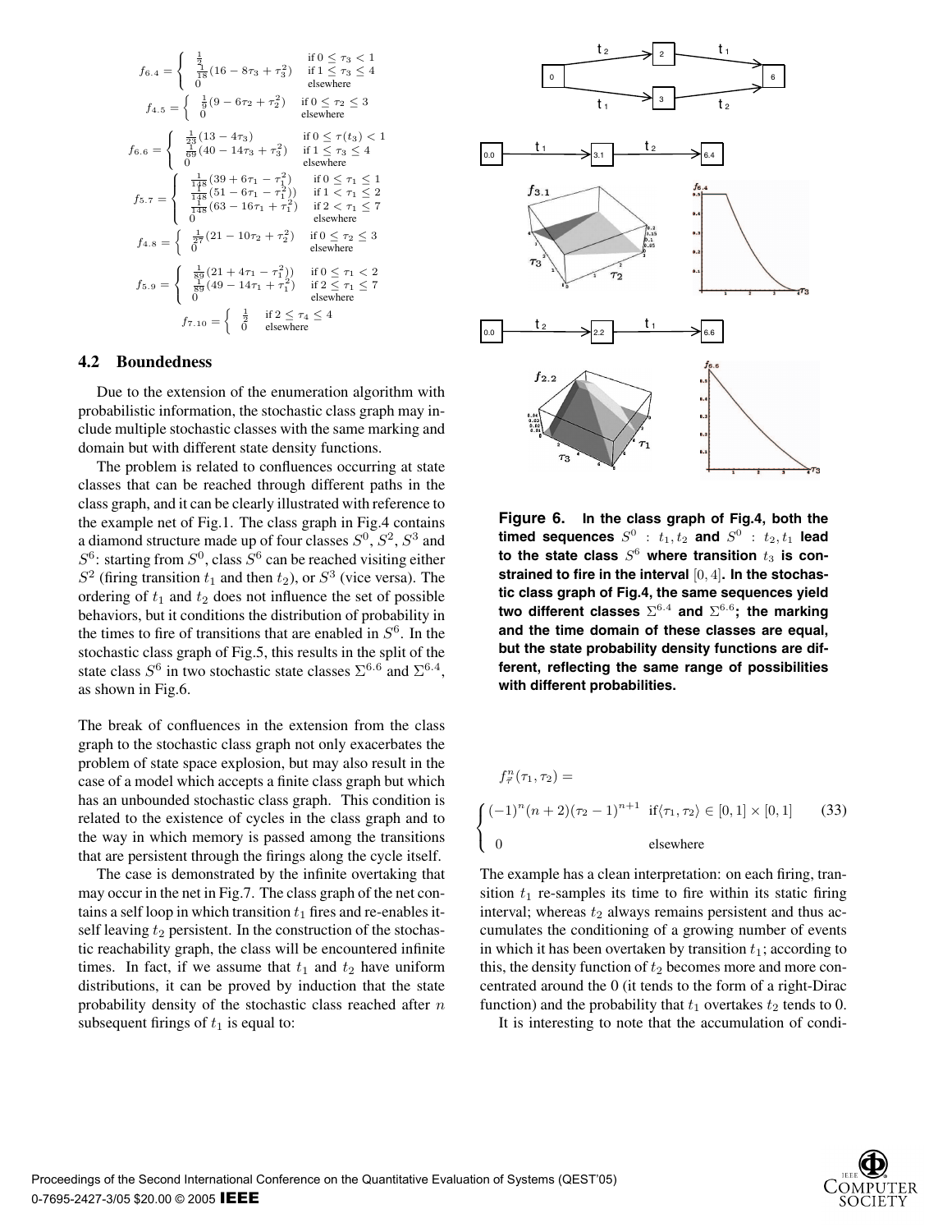$$f_{6.4} = \begin{cases} \frac{1}{2} & \text{if } 0 \leq \tau_3 < 1 \\ \frac{1}{18}(16 - 8\tau_3 + \tau_3^2) & \text{if } 1 \leq \tau_3 \leq 4 \\ 0 & \text{elsewhere} \end{cases}$$

$$f_{4.5} = \begin{cases} \frac{1}{9}(9 - 6\tau_2 + \tau_2^2) & \text{if } 0 \leq \tau_2 \leq 3 \\ 0 & \text{elsewhere} \end{cases}$$

$$f_{6.6} = \begin{cases} \frac{1}{23}(13 - 4\tau_3) & \text{if } 0 \leq \tau(t_3) < 1 \\ \frac{1}{69}(40 - 14\tau_3 + \tau_3^2) & \text{if } 1 \leq \tau_3 \leq 4 \\ 0 & \text{elsewhere} \end{cases}$$

$$f_{5.7} = \begin{cases} \frac{1}{148}(39 + 6\tau_1 - \tau_1^2) & \text{if } 0 \leq \tau_1 \leq 1 \\ \frac{1}{148}(51 - 6\tau_1 - \tau_1^2)) & \text{if } 1 < \tau_1 \leq 2 \\ \frac{1}{148}(63 - 16\tau_1 + \tau_1^2) & \text{if } 2 < \tau_1 \leq 7 \\ 0 & \text{elsewhere} \end{cases}$$

$$f_{4.8} = \begin{cases} \frac{1}{27}(21 - 10\tau_2 + \tau_2^2) & \text{if } 0 \leq \tau_2 \leq 3 \\ 0 & \text{elsewhere} \end{cases}$$

$$f_{5.9} = \begin{cases} \frac{1}{89}(21 + 4\tau_1 - \tau_1^2)) & \text{if } 0 \leq \tau_1 < 2 \\ \frac{1}{89}(49 - 14\tau_1 + \tau_1^2) & \text{if } 2 \leq \tau_1 \leq 7 \\ 0 & \text{elsewhere} \end{cases}$$

$$f_{7.10} = \begin{cases} \frac{1}{2} & \text{if } 2 \leq \tau_4 \leq 4 \\ 0 & \text{elsewhere} \end{cases}$$

### 4.2 Boundedness

Due to the extension of the enumeration algorithm with probabilistic information, the stochastic class graph may include multiple stochastic classes with the same marking and domain but with different state density functions.

The problem is related to confluences occurring at state classes that can be reached through different paths in the class graph, and it can be clearly illustrated with reference to the example net of Fig.1. The class graph in Fig.4 contains a diamond structure made up of four classes $S^0$, $S^2$, $S^3$ and $S^6$: starting from $S^0$, class $S^6$ can be reached visiting either $S^2$ (firing transition $t_1$ and then $t_2$), or $S^3$ (vice versa). The ordering of $t_1$ and $t_2$ does not influence the set of possible behaviors, but it conditions the distribution of probability in the times to fire of transitions that are enabled in $S^6$. In the stochastic class graph of Fig.5, this results in the split of the state class $S^6$ in two stochastic state classes $\Sigma^{6.6}$ and $\Sigma^{6.4}$, as shown in Fig.6.

The break of confluences in the extension from the class graph to the stochastic class graph not only exacerbates the problem of state space explosion, but may also result in the case of a model which accepts a finite class graph but which has an unbounded stochastic class graph. This condition is related to the existence of cycles in the class graph and to the way in which memory is passed among the transitions that are persistent through the firings along the cycle itself.

The case is demonstrated by the infinite overtaking that may occur in the net in Fig.7. The class graph of the net contains a self loop in which transition $t_1$ fires and re-enables itself leaving $t_2$ persistent. In the construction of the stochastic reachability graph, the class will be encountered infinite times. In fact, if we assume that $t_1$ and $t_2$ have uniform distributions, it can be proved by induction that the state probability density of the stochastic class reached after $n$ subsequent firings of $t_1$ is equal to:

**Figure 6. In the class graph of Fig.4, both the timed sequences $S^0 : t_1, t_2$ and $S^0 : t_2, t_1$ lead to the state class $S^6$ where transition $t_3$ is constrained to fire in the interval $[0, 4]$. In the stochastic class graph of Fig.4, the same sequences yield two different classes $\Sigma^{6.4}$ and $\Sigma^{6.6}$; the marking and the time domain of these classes are equal, but the state probability density functions are different, reflecting the same range of possibilities with different probabilities.**

$$f^n_{\vec{\tau}}(\tau_1, \tau_2) = \begin{cases} (-1)^n (n+2)(\tau_2 - 1)^{n+1} & \text{if} \langle \tau_1, \tau_2 \rangle \in [0,1] \times [0,1] \\ 0 & \text{elsewhere} \end{cases} \quad (33)$$

The example has a clean interpretation: on each firing, transition $t_1$ re-samples its time to fire within its static firing interval; whereas $t_2$ always remains persistent and thus accumulates the conditioning of a growing number of events in which it has been overtaken by transition $t_1$; according to this, the density function of $t_2$ becomes more and more concentrated around the 0 (it tends to the form of a right-Dirac function) and the probability that $t_1$ overtakes $t_2$ tends to 0.

It is interesting to note that the accumulation of condi-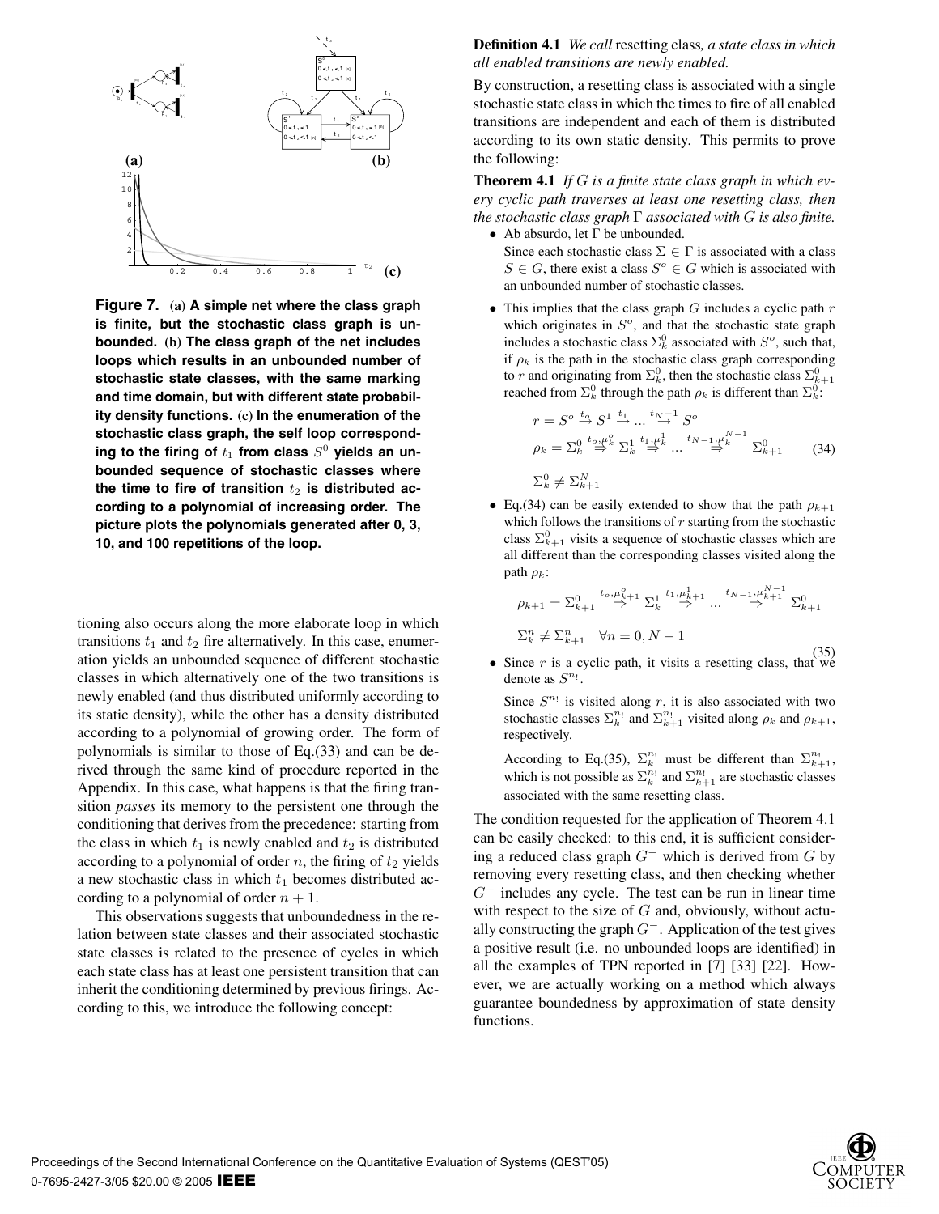**Figure 7. (a) A simple net where the class graph is finite, but the stochastic class graph is unbounded. (b) The class graph of the net includes loops which results in an unbounded number of stochastic state classes, with the same marking and time domain, but with different state probability density functions. (c) In the enumeration of the stochastic class graph, the self loop corresponding to the firing of $t_1$ from class $S^0$ yields an unbounded sequence of stochastic classes where the time to fire of transition $t_2$ is distributed according to a polynomial of increasing order. The picture plots the polynomials generated after 0, 3, 10, and 100 repetitions of the loop.**

tioning also occurs along the more elaborate loop in which transitions $t_1$ and $t_2$ fire alternatively. In this case, enumeration yields an unbounded sequence of different stochastic classes in which alternatively one of the two transitions is newly enabled (and thus distributed uniformly according to its static density), while the other has a density distributed according to a polynomial of growing order. The form of polynomials is similar to those of Eq.(33) and can be derived through the same kind of procedure reported in the Appendix. In this case, what happens is that the firing transition *passes* its memory to the persistent one through the conditioning that derives from the precedence: starting from the class in which $t_1$ is newly enabled and $t_2$ is distributed according to a polynomial of order $n$, the firing of $t_2$ yields a new stochastic class in which $t_1$ becomes distributed according to a polynomial of order $n+1$.

This observations suggests that unboundedness in the relation between state classes and their associated stochastic state classes is related to the presence of cycles in which each state class has at least one persistent transition that can inherit the conditioning determined by previous firings. According to this, we introduce the following concept:

**Definition 4.1** *We call* resetting class*, a state class in which all enabled transitions are newly enabled.*

By construction, a resetting class is associated with a single stochastic state class in which the times to fire of all enabled transitions are independent and each of them is distributed according to its own static density. This permits to prove the following:

**Theorem 4.1** *If $G$ is a finite state class graph in which every cyclic path traverses at least one resetting class, then the stochastic class graph $\Gamma$ associated with $G$ is also finite.*

- Ab absurdo, let $\Gamma$ be unbounded.

  Since each stochastic class $\Sigma \in \Gamma$ is associated with a class $S \in G$, there exist a class $S^o \in G$ which is associated with an unbounded number of stochastic classes.

- This implies that the class graph $G$ includes a cyclic path $r$ which originates in $S^o$, and that the stochastic state graph includes a stochastic class $\Sigma_k^0$ associated with $S^o$, such that, if $\rho_k$ is the path in the stochastic class graph corresponding to $r$ and originating from $\Sigma_k^0$, then the stochastic class $\Sigma_{k+1}^0$ reached from $\Sigma_k^0$ through the path $\rho_k$ is different than $\Sigma_k^0$:

$$
\begin{aligned}
r &= S^o \xrightarrow{t_o} S^1 \xrightarrow{t_1} \dots \xrightarrow{t_{N-1}} S^o \\
\rho_k &= \Sigma_k^0 \overset{t_o,\mu_k^o}{\Rightarrow} \Sigma_k^1 \overset{t_1,\mu_k^1}{\Rightarrow} \dots \overset{t_{N-1},\mu_k^{N-1}}{\Rightarrow} \Sigma_{k+1}^0 \\
&\Sigma_k^0 \neq \Sigma_{k+1}^N
\end{aligned}
\tag{34}
$$

- Eq.(34) can be easily extended to show that the path $\rho_{k+1}$ which follows the transitions of $r$ starting from the stochastic class $\Sigma_{k+1}^0$ visits a sequence of stochastic classes which are all different than the corresponding classes visited along the path $\rho_k$:

$$
\begin{aligned}
\rho_{k+1} &= \Sigma_{k+1}^0 \overset{t_o,\mu_{k+1}^o}{\Rightarrow} \Sigma_k^1 \overset{t_1,\mu_{k+1}^1}{\Rightarrow} \dots \overset{t_{N-1},\mu_{k+1}^{N-1}}{\Rightarrow} \Sigma_{k+1}^0 \\
&\Sigma_k^n \neq \Sigma_{k+1}^n \quad \forall n = 0, N-1
\end{aligned}
\tag{35}
$$

- Since $r$ is a cyclic path, it visits a resetting class, that we denote as $S^{n_!}$.

  Since $S^{n_!}$ is visited along $r$, it is also associated with two stochastic classes $\Sigma_k^{n_!}$ and $\Sigma_{k+1}^{n_!}$ visited along $\rho_k$ and $\rho_{k+1}$, respectively.

  According to Eq.(35), $\Sigma_k^{n_!}$ must be different than $\Sigma_{k+1}^{n_!}$, which is not possible as $\Sigma_k^{n_!}$ and $\Sigma_{k+1}^{n_!}$ are stochastic classes associated with the same resetting class.

The condition requested for the application of Theorem 4.1 can be easily checked: to this end, it is sufficient considering a reduced class graph $G^-$ which is derived from $G$ by removing every resetting class, and then checking whether $G^-$ includes any cycle. The test can be run in linear time with respect to the size of $G$ and, obviously, without actually constructing the graph $G^-$. Application of the test gives a positive result (i.e. no unbounded loops are identified) in all the examples of TPN reported in [7] [33] [22]. However, we are actually working on a method which always guarantee boundedness by approximation of state density functions.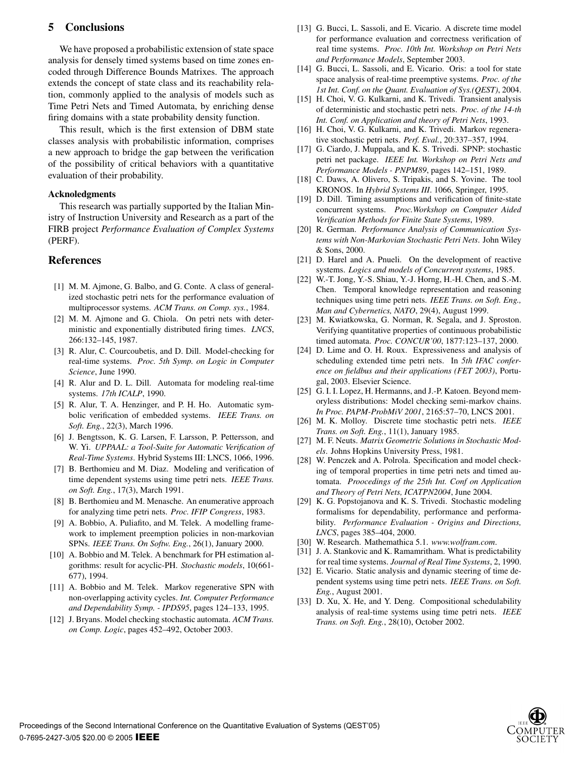## 5 Conclusions

We have proposed a probabilistic extension of state space analysis for densely timed systems based on time zones encoded through Difference Bounds Matrixes. The approach extends the concept of state class and its reachability relation, commonly applied to the analysis of models such as Time Petri Nets and Timed Automata, by enriching dense firing domains with a state probability density function.

This result, which is the first extension of DBM state classes analysis with probabilistic information, comprises a new approach to bridge the gap between the verification of the possibility of critical behaviors with a quantitative evaluation of their probability.

### Acknoledgments

This research was partially supported by the Italian Ministry of Instruction University and Research as a part of the FIRB project *Performance Evaluation of Complex Systems* (PERF).

## References

[1] M. M. Ajmone, G. Balbo, and G. Conte. A class of generalized stochastic petri nets for the performance evaluation of multiprocessor systems. *ACM Trans. on Comp. sys.*, 1984.

[2] M. M. Ajmone and G. Chiola. On petri nets with deterministic and exponentially distributed firing times. *LNCS*, 266:132–145, 1987.

[3] R. Alur, C. Courcoubetis, and D. Dill. Model-checking for real-time systems. *Proc. 5th Symp. on Logic in Computer Science*, June 1990.

[4] R. Alur and D. L. Dill. Automata for modeling real-time systems. *17th ICALP*, 1990.

[5] R. Alur, T. A. Henzinger, and P. H. Ho. Automatic symbolic verification of embedded systems. *IEEE Trans. on Soft. Eng.*, 22(3), March 1996.

[6] J. Bengtsson, K. G. Larsen, F. Larsson, P. Pettersson, and W. Yi. *UPPAAL: a Tool-Suite for Automatic Verification of Real-Time Systems*. Hybrid Systems III: LNCS, 1066, 1996.

[7] B. Berthomieu and M. Diaz. Modeling and verification of time dependent systems using time petri nets. *IEEE Trans. on Soft. Eng.*, 17(3), March 1991.

[8] B. Berthomieu and M. Menasche. An enumerative approach for analyzing time petri nets. *Proc. IFIP Congress*, 1983.

[9] A. Bobbio, A. Puliafito, and M. Telek. A modelling framework to implement preemption policies in non-markovian SPNs. *IEEE Trans. On Softw. Eng.*, 26(1), January 2000.

[10] A. Bobbio and M. Telek. A benchmark for PH estimation algorithms: result for acyclic-PH. *Stochastic models*, 10(661-677), 1994.

[11] A. Bobbio and M. Telek. Markov regenerative SPN with non-overlapping activity cycles. *Int. Computer Performance and Dependability Symp. - IPDS95*, pages 124–133, 1995.

[12] J. Bryans. Model checking stochastic automata. *ACM Trans. on Comp. Logic*, pages 452–492, October 2003.

[13] G. Bucci, L. Sassoli, and E. Vicario. A discrete time model for performance evaluation and correctness verification of real time systems. *Proc. 10th Int. Workshop on Petri Nets and Performance Models*, September 2003.

[14] G. Bucci, L. Sassoli, and E. Vicario. Oris: a tool for state space analysis of real-time preemptive systems. *Proc. of the 1st Int. Conf. on the Quant. Evaluation of Sys.(QEST)*, 2004.

[15] H. Choi, V. G. Kulkarni, and K. Trivedi. Transient analysis of deterministic and stochastic petri nets. *Proc. of the 14-th Int. Conf. on Application and theory of Petri Nets*, 1993.

[16] H. Choi, V. G. Kulkarni, and K. Trivedi. Markov regenerative stochastic petri nets. *Perf. Eval.*, 20:337–357, 1994.

[17] G. Ciardo, J. Muppala, and K. S. Trivedi. SPNP: stochastic petri net package. *IEEE Int. Workshop on Petri Nets and Performance Models - PNPM89*, pages 142–151, 1989.

[18] C. Daws, A. Olivero, S. Tripakis, and S. Yovine. The tool KRONOS. In *Hybrid Systems III*. 1066, Springer, 1995.

[19] D. Dill. Timing assumptions and verification of finite-state concurrent systems. *Proc.Workshop on Computer Aided Verification Methods for Finite State Systems*, 1989.

[20] R. German. *Performance Analysis of Communication Systems with Non-Markovian Stochastic Petri Nets*. John Wiley & Sons, 2000.

[21] D. Harel and A. Pnueli. On the development of reactive systems. *Logics and models of Concurrent systems*, 1985.

[22] W.-T. Jong, Y.-S. Shiau, Y.-J. Horng, H.-H. Chen, and S.-M. Chen. Temporal knowledge representation and reasoning techniques using time petri nets. *IEEE Trans. on Soft. Eng., Man and Cybernetics, NATO*, 29(4), August 1999.

[23] M. Kwiatkowska, G. Norman, R. Segala, and J. Sproston. Verifying quantitative properties of continuous probabilistic timed automata. *Proc. CONCUR'00*, 1877:123–137, 2000.

[24] D. Lime and O. H. Roux. Expressiveness and analysis of scheduling extended time petri nets. In *5th IFAC conference on fieldbus and their applications (FET 2003)*, Portugal, 2003. Elsevier Science.

[25] G. I. I. Lopez, H. Hermanns, and J.-P. Katoen. Beyond memoryless distributions: Model checking semi-markov chains. *In Proc. PAPM-ProbMiV 2001*, 2165:57–70, LNCS 2001.

[26] M. K. Molloy. Discrete time stochastic petri nets. *IEEE Trans. on Soft. Eng.*, 11(1), January 1985.

[27] M. F. Neuts. *Matrix Geometric Solutions in Stochastic Models*. Johns Hopkins University Press, 1981.

[28] W. Penczek and A. Polrola. Specification and model checking of temporal properties in time petri nets and timed automata. *Proocedings of the 25th Int. Conf on Application and Theory of Petri Nets, ICATPN2004*, June 2004.

[29] K. G. Popstojanova and K. S. Trivedi. Stochastic modeling formalisms for dependability, performance and performability. *Performance Evaluation - Origins and Directions, LNCS*, pages 385–404, 2000.

[30] W. Research. Mathematica 5.1. *www.wolfram.com*.

[31] J. A. Stankovic and K. Ramamritham. What is predictability for real time systems. *Journal of Real Time Systems*, 2, 1990.

[32] E. Vicario. Static analysis and dynamic steering of time dependent systems using time petri nets. *IEEE Trans. on Soft. Eng.*, August 2001.

[33] D. Xu, X. He, and Y. Deng. Compositional schedulability analysis of real-time systems using time petri nets. *IEEE Trans. on Soft. Eng.*, 28(10), October 2002.